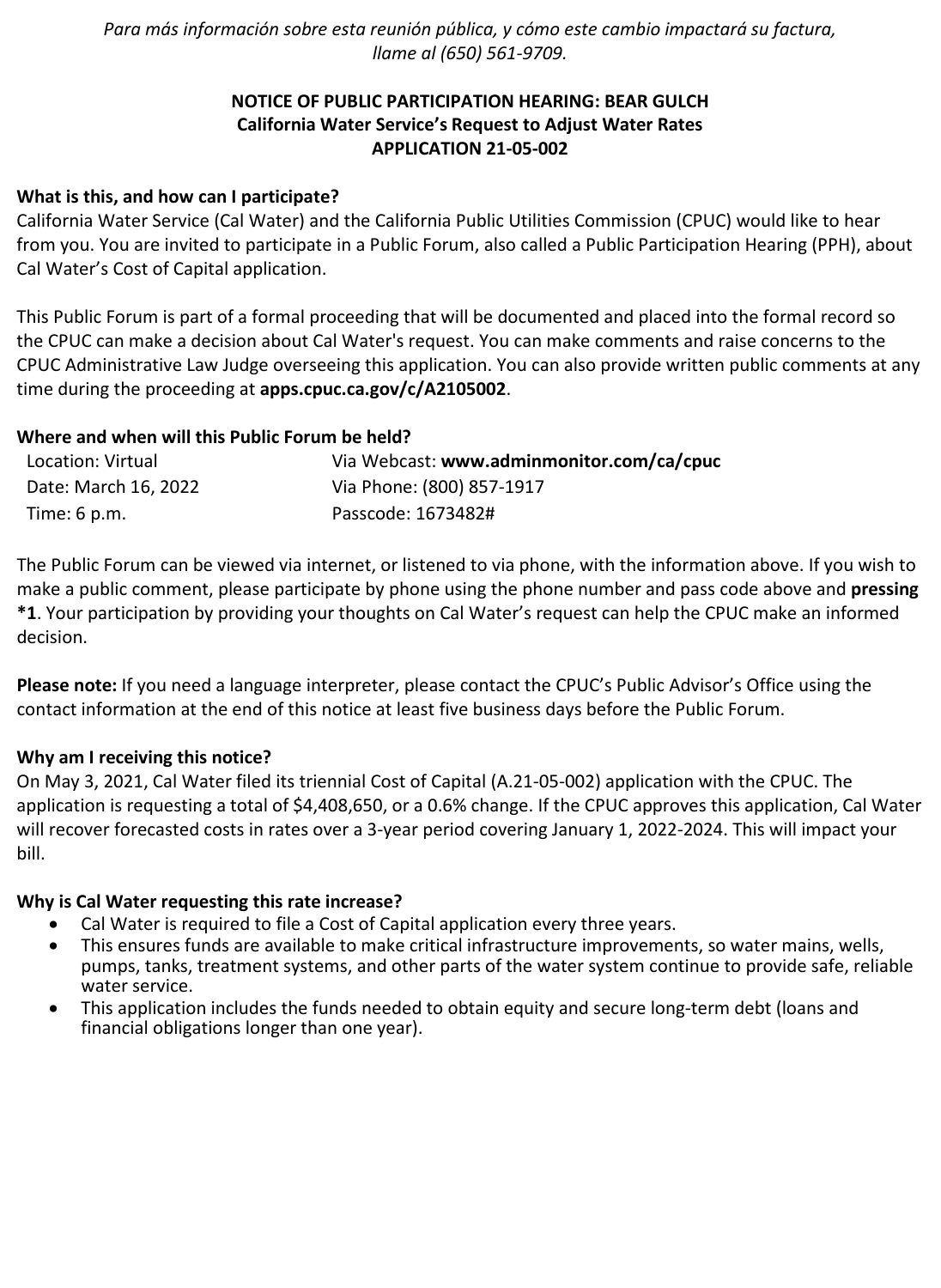*Para más información sobre esta reunión pública, y cómo este cambio impactará su factura, llame al (650) 561-9709.*

# NOTICE OF PUBLIC PARTICIPATION HEARING: BEAR GULCH
## California Water Service's Request to Adjust Water Rates
## APPLICATION 21-05-002

### What is this, and how can I participate?

California Water Service (Cal Water) and the California Public Utilities Commission (CPUC) would like to hear from you. You are invited to participate in a Public Forum, also called a Public Participation Hearing (PPH), about Cal Water's Cost of Capital application.

This Public Forum is part of a formal proceeding that will be documented and placed into the formal record so the CPUC can make a decision about Cal Water's request. You can make comments and raise concerns to the CPUC Administrative Law Judge overseeing this application. You can also provide written public comments at any time during the proceeding at **apps.cpuc.ca.gov/c/A2105002**.

### Where and when will this Public Forum be held?

| | |
|---|---|
| Location: Virtual | Via Webcast: **www.adminmonitor.com/ca/cpuc** |
| Date: March 16, 2022 | Via Phone: (800) 857-1917 |
| Time: 6 p.m. | Passcode: 1673482# |

The Public Forum can be viewed via internet, or listened to via phone, with the information above. If you wish to make a public comment, please participate by phone using the phone number and pass code above and **pressing *1**. Your participation by providing your thoughts on Cal Water's request can help the CPUC make an informed decision.

**Please note:** If you need a language interpreter, please contact the CPUC's Public Advisor's Office using the contact information at the end of this notice at least five business days before the Public Forum.

### Why am I receiving this notice?

On May 3, 2021, Cal Water filed its triennial Cost of Capital (A.21-05-002) application with the CPUC. The application is requesting a total of $4,408,650, or a 0.6% change. If the CPUC approves this application, Cal Water will recover forecasted costs in rates over a 3-year period covering January 1, 2022-2024. This will impact your bill.

### Why is Cal Water requesting this rate increase?

- Cal Water is required to file a Cost of Capital application every three years.
- This ensures funds are available to make critical infrastructure improvements, so water mains, wells, pumps, tanks, treatment systems, and other parts of the water system continue to provide safe, reliable water service.
- This application includes the funds needed to obtain equity and secure long-term debt (loans and financial obligations longer than one year).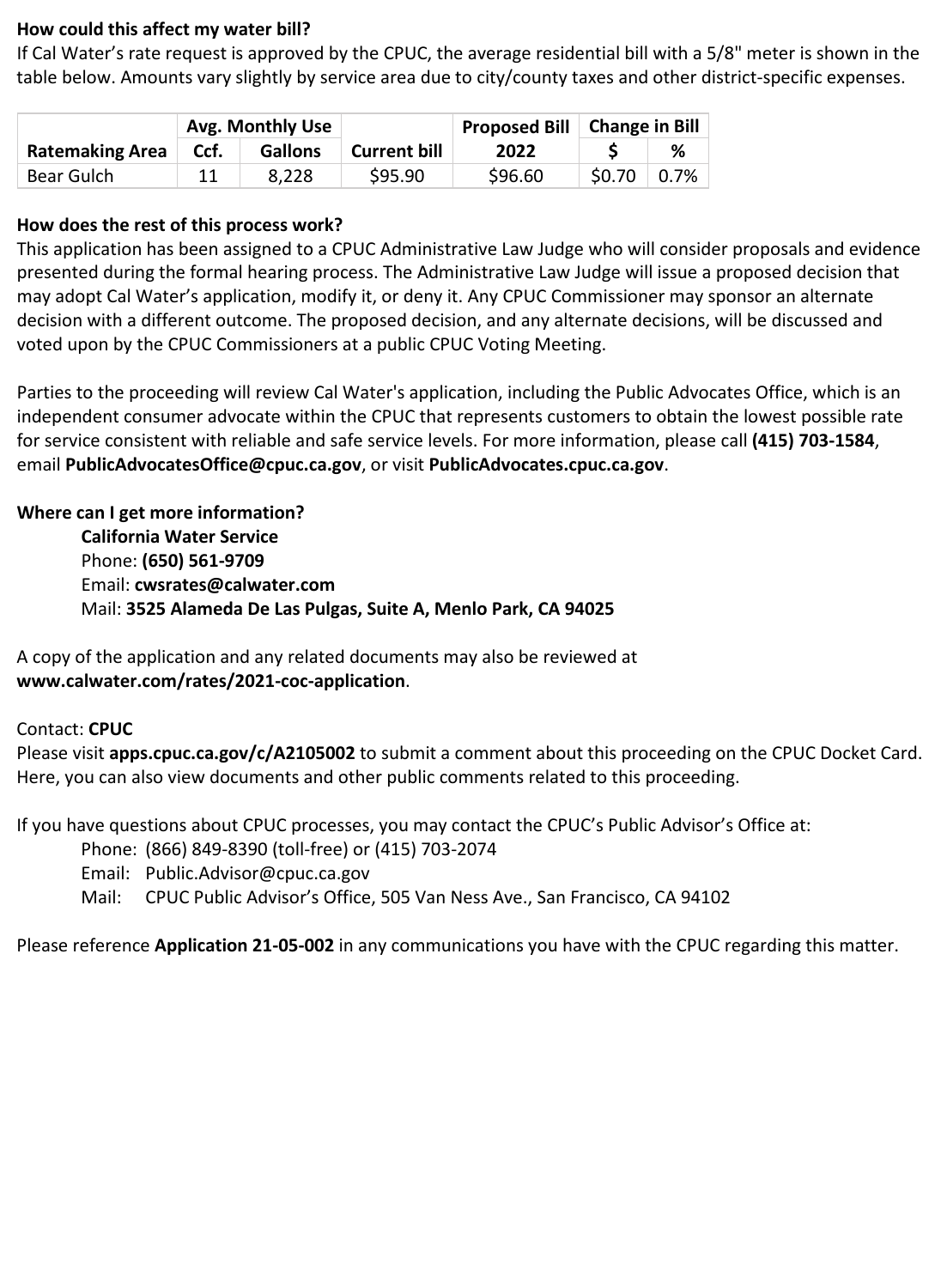**How could this affect my water bill?**

If Cal Water's rate request is approved by the CPUC, the average residential bill with a 5/8" meter is shown in the table below. Amounts vary slightly by service area due to city/county taxes and other district-specific expenses.

| | Avg. Monthly Use | | | Proposed Bill | Change in Bill | |
|---|---|---|---|---|---|---|
| **Ratemaking Area** | **Ccf.** | **Gallons** | **Current bill** | **2022** | **$** | **%** |
| Bear Gulch | 11 | 8,228 | $95.90 | $96.60 | $0.70 | 0.7% |

**How does the rest of this process work?**

This application has been assigned to a CPUC Administrative Law Judge who will consider proposals and evidence presented during the formal hearing process. The Administrative Law Judge will issue a proposed decision that may adopt Cal Water's application, modify it, or deny it. Any CPUC Commissioner may sponsor an alternate decision with a different outcome. The proposed decision, and any alternate decisions, will be discussed and voted upon by the CPUC Commissioners at a public CPUC Voting Meeting.

Parties to the proceeding will review Cal Water's application, including the Public Advocates Office, which is an independent consumer advocate within the CPUC that represents customers to obtain the lowest possible rate for service consistent with reliable and safe service levels. For more information, please call **(415) 703-1584**, email **PublicAdvocatesOffice@cpuc.ca.gov**, or visit **PublicAdvocates.cpuc.ca.gov**.

**Where can I get more information?**

**California Water Service**
Phone: **(650) 561-9709**
Email: **cwsrates@calwater.com**
Mail: **3525 Alameda De Las Pulgas, Suite A, Menlo Park, CA 94025**

A copy of the application and any related documents may also be reviewed at **www.calwater.com/rates/2021-coc-application**.

Contact: **CPUC**
Please visit **apps.cpuc.ca.gov/c/A2105002** to submit a comment about this proceeding on the CPUC Docket Card. Here, you can also view documents and other public comments related to this proceeding.

If you have questions about CPUC processes, you may contact the CPUC's Public Advisor's Office at:

Phone: (866) 849-8390 (toll-free) or (415) 703-2074
Email: Public.Advisor@cpuc.ca.gov
Mail: CPUC Public Advisor's Office, 505 Van Ness Ave., San Francisco, CA 94102

Please reference **Application 21-05-002** in any communications you have with the CPUC regarding this matter.